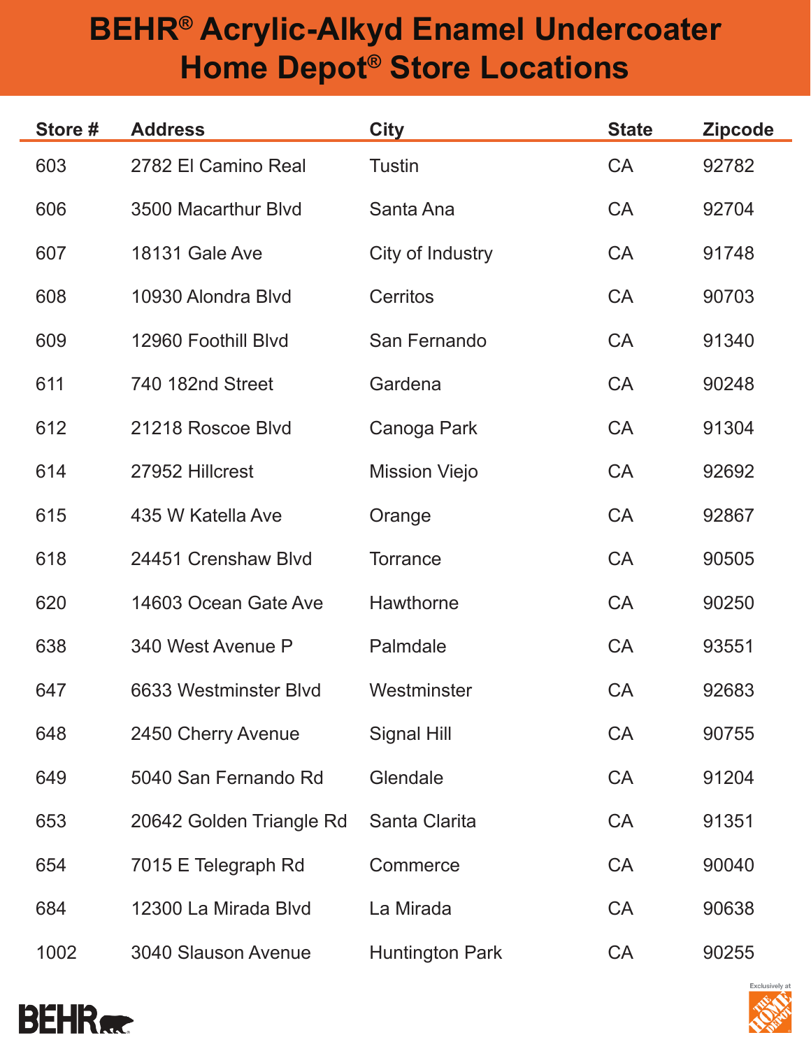# BEHR® Acrylic-Alkyd Enamel Undercoater Home Depot® Store Locations

| Store # | Address | City | State | Zipcode |
|---|---|---|---|---|
| 603 | 2782 El Camino Real | Tustin | CA | 92782 |
| 606 | 3500 Macarthur Blvd | Santa Ana | CA | 92704 |
| 607 | 18131 Gale Ave | City of Industry | CA | 91748 |
| 608 | 10930 Alondra Blvd | Cerritos | CA | 90703 |
| 609 | 12960 Foothill Blvd | San Fernando | CA | 91340 |
| 611 | 740 182nd Street | Gardena | CA | 90248 |
| 612 | 21218 Roscoe Blvd | Canoga Park | CA | 91304 |
| 614 | 27952 Hillcrest | Mission Viejo | CA | 92692 |
| 615 | 435 W Katella Ave | Orange | CA | 92867 |
| 618 | 24451 Crenshaw Blvd | Torrance | CA | 90505 |
| 620 | 14603 Ocean Gate Ave | Hawthorne | CA | 90250 |
| 638 | 340 West Avenue P | Palmdale | CA | 93551 |
| 647 | 6633 Westminster Blvd | Westminster | CA | 92683 |
| 648 | 2450 Cherry Avenue | Signal Hill | CA | 90755 |
| 649 | 5040 San Fernando Rd | Glendale | CA | 91204 |
| 653 | 20642 Golden Triangle Rd | Santa Clarita | CA | 91351 |
| 654 | 7015 E Telegraph Rd | Commerce | CA | 90040 |
| 684 | 12300 La Mirada Blvd | La Mirada | CA | 90638 |
| 1002 | 3040 Slauson Avenue | Huntington Park | CA | 90255 |

BEHR

Exclusively at THE HOME DEPOT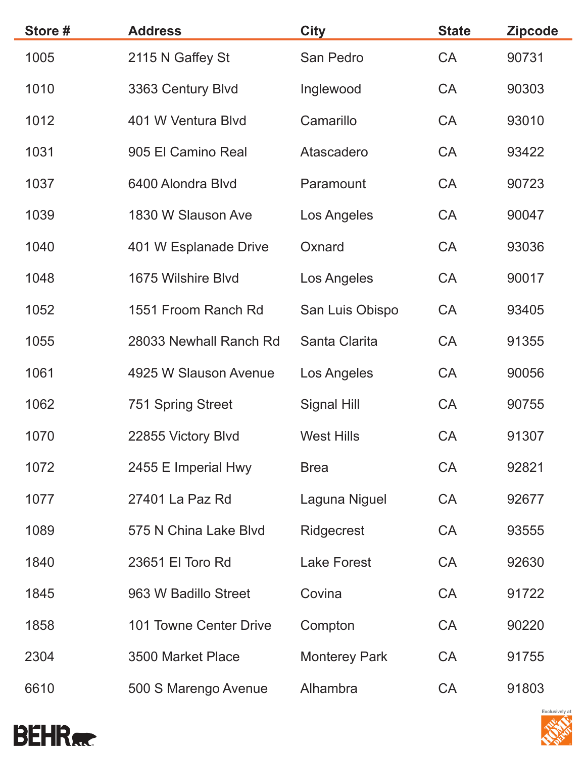| Store # | Address | City | State | Zipcode |
|---|---|---|---|---|
| 1005 | 2115 N Gaffey St | San Pedro | CA | 90731 |
| 1010 | 3363 Century Blvd | Inglewood | CA | 90303 |
| 1012 | 401 W Ventura Blvd | Camarillo | CA | 93010 |
| 1031 | 905 El Camino Real | Atascadero | CA | 93422 |
| 1037 | 6400 Alondra Blvd | Paramount | CA | 90723 |
| 1039 | 1830 W Slauson Ave | Los Angeles | CA | 90047 |
| 1040 | 401 W Esplanade Drive | Oxnard | CA | 93036 |
| 1048 | 1675 Wilshire Blvd | Los Angeles | CA | 90017 |
| 1052 | 1551 Froom Ranch Rd | San Luis Obispo | CA | 93405 |
| 1055 | 28033 Newhall Ranch Rd | Santa Clarita | CA | 91355 |
| 1061 | 4925 W Slauson Avenue | Los Angeles | CA | 90056 |
| 1062 | 751 Spring Street | Signal Hill | CA | 90755 |
| 1070 | 22855 Victory Blvd | West Hills | CA | 91307 |
| 1072 | 2455 E Imperial Hwy | Brea | CA | 92821 |
| 1077 | 27401 La Paz Rd | Laguna Niguel | CA | 92677 |
| 1089 | 575 N China Lake Blvd | Ridgecrest | CA | 93555 |
| 1840 | 23651 El Toro Rd | Lake Forest | CA | 92630 |
| 1845 | 963 W Badillo Street | Covina | CA | 91722 |
| 1858 | 101 Towne Center Drive | Compton | CA | 90220 |
| 2304 | 3500 Market Place | Monterey Park | CA | 91755 |
| 6610 | 500 S Marengo Avenue | Alhambra | CA | 91803 |

BEHR

Exclusively at THE HOME DEPOT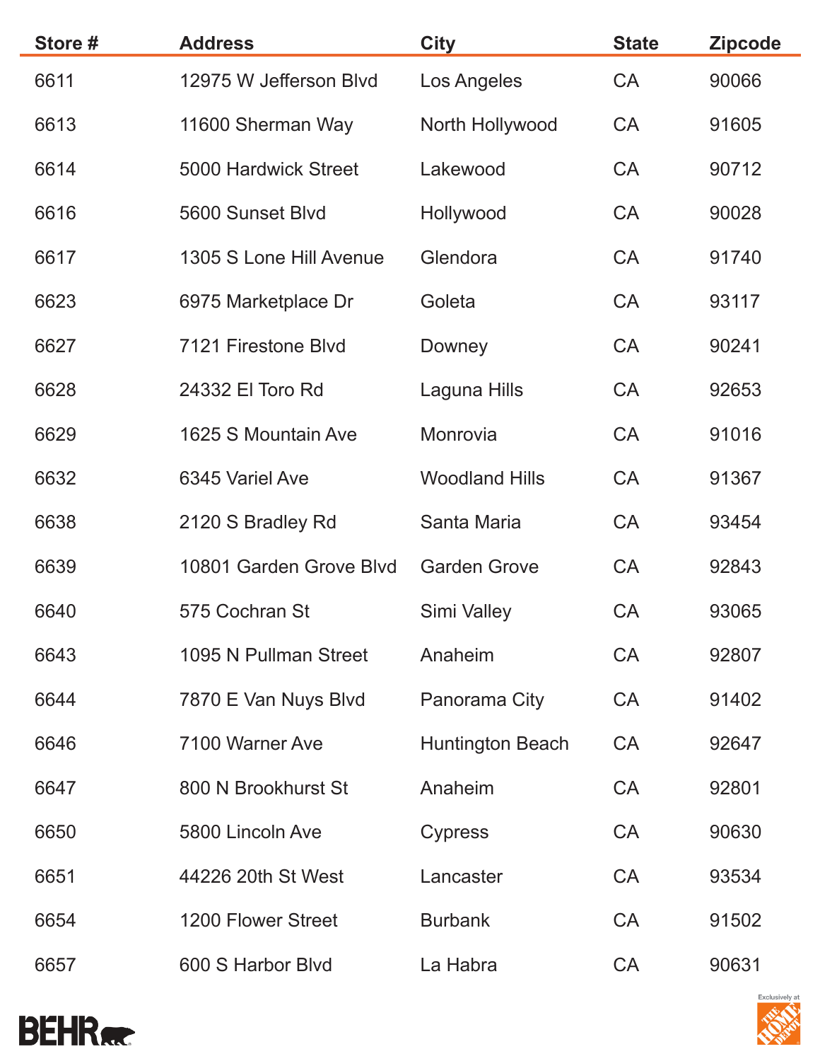| Store # | Address | City | State | Zipcode |
|---|---|---|---|---|
| 6611 | 12975 W Jefferson Blvd | Los Angeles | CA | 90066 |
| 6613 | 11600 Sherman Way | North Hollywood | CA | 91605 |
| 6614 | 5000 Hardwick Street | Lakewood | CA | 90712 |
| 6616 | 5600 Sunset Blvd | Hollywood | CA | 90028 |
| 6617 | 1305 S Lone Hill Avenue | Glendora | CA | 91740 |
| 6623 | 6975 Marketplace Dr | Goleta | CA | 93117 |
| 6627 | 7121 Firestone Blvd | Downey | CA | 90241 |
| 6628 | 24332 El Toro Rd | Laguna Hills | CA | 92653 |
| 6629 | 1625 S Mountain Ave | Monrovia | CA | 91016 |
| 6632 | 6345 Variel Ave | Woodland Hills | CA | 91367 |
| 6638 | 2120 S Bradley Rd | Santa Maria | CA | 93454 |
| 6639 | 10801 Garden Grove Blvd | Garden Grove | CA | 92843 |
| 6640 | 575 Cochran St | Simi Valley | CA | 93065 |
| 6643 | 1095 N Pullman Street | Anaheim | CA | 92807 |
| 6644 | 7870 E Van Nuys Blvd | Panorama City | CA | 91402 |
| 6646 | 7100 Warner Ave | Huntington Beach | CA | 92647 |
| 6647 | 800 N Brookhurst St | Anaheim | CA | 92801 |
| 6650 | 5800 Lincoln Ave | Cypress | CA | 90630 |
| 6651 | 44226 20th St West | Lancaster | CA | 93534 |
| 6654 | 1200 Flower Street | Burbank | CA | 91502 |
| 6657 | 600 S Harbor Blvd | La Habra | CA | 90631 |

BEHR

Exclusively at THE HOME DEPOT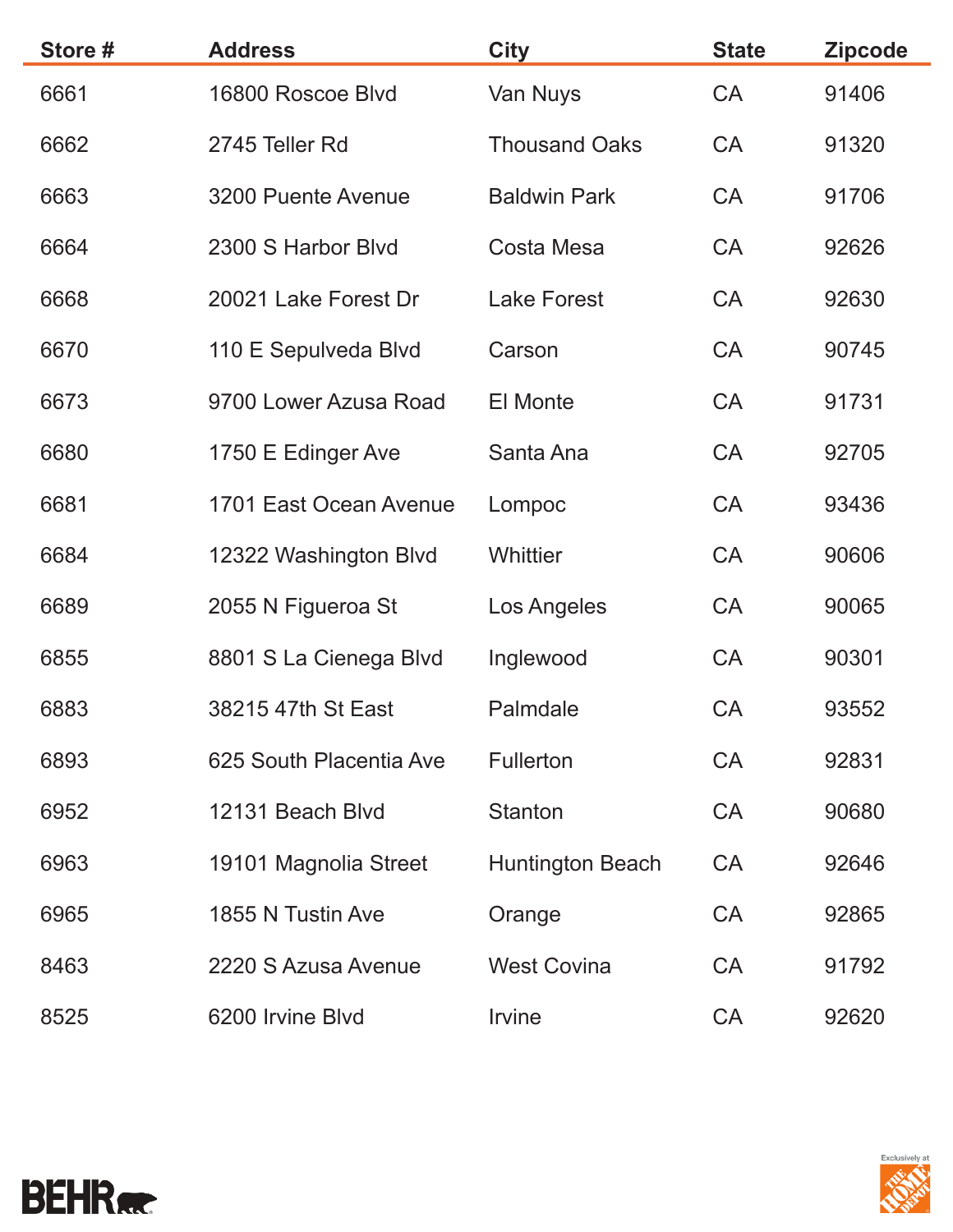| Store # | Address | City | State | Zipcode |
|---|---|---|---|---|
| 6661 | 16800 Roscoe Blvd | Van Nuys | CA | 91406 |
| 6662 | 2745 Teller Rd | Thousand Oaks | CA | 91320 |
| 6663 | 3200 Puente Avenue | Baldwin Park | CA | 91706 |
| 6664 | 2300 S Harbor Blvd | Costa Mesa | CA | 92626 |
| 6668 | 20021 Lake Forest Dr | Lake Forest | CA | 92630 |
| 6670 | 110 E Sepulveda Blvd | Carson | CA | 90745 |
| 6673 | 9700 Lower Azusa Road | El Monte | CA | 91731 |
| 6680 | 1750 E Edinger Ave | Santa Ana | CA | 92705 |
| 6681 | 1701 East Ocean Avenue | Lompoc | CA | 93436 |
| 6684 | 12322 Washington Blvd | Whittier | CA | 90606 |
| 6689 | 2055 N Figueroa St | Los Angeles | CA | 90065 |
| 6855 | 8801 S La Cienega Blvd | Inglewood | CA | 90301 |
| 6883 | 38215 47th St East | Palmdale | CA | 93552 |
| 6893 | 625 South Placentia Ave | Fullerton | CA | 92831 |
| 6952 | 12131 Beach Blvd | Stanton | CA | 90680 |
| 6963 | 19101 Magnolia Street | Huntington Beach | CA | 92646 |
| 6965 | 1855 N Tustin Ave | Orange | CA | 92865 |
| 8463 | 2220 S Azusa Avenue | West Covina | CA | 91792 |
| 8525 | 6200 Irvine Blvd | Irvine | CA | 92620 |

BEHR

Exclusively at THE HOME DEPOT